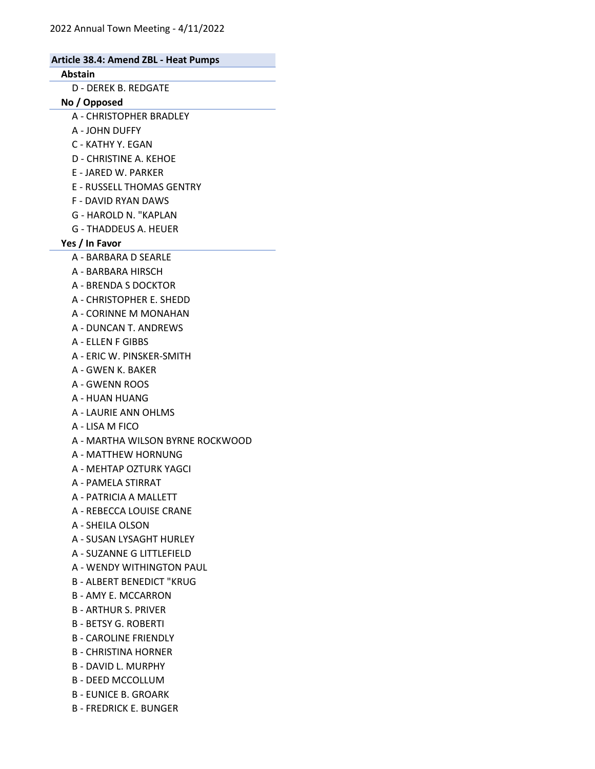## Article 38.4: Amend ZBL - Heat Pumps

### Abstain

- D - DEREK B. REDGATE

### No / Opposed

- A - CHRISTOPHER BRADLEY
- A - JOHN DUFFY
- C - KATHY Y. EGAN
- D - CHRISTINE A. KEHOE
- E - JARED W. PARKER
- E - RUSSELL THOMAS GENTRY
- F - DAVID RYAN DAWS
- G - HAROLD N. "KAPLAN
- G - THADDEUS A. HEUER

### Yes / In Favor

- A - BARBARA D SEARLE
- A - BARBARA HIRSCH
- A - BRENDA S DOCKTOR
- A - CHRISTOPHER E. SHEDD
- A - CORINNE M MONAHAN
- A - DUNCAN T. ANDREWS
- A - ELLEN F GIBBS
- A - ERIC W. PINSKER-SMITH
- A - GWEN K. BAKER
- A - GWENN ROOS
- A - HUAN HUANG
- A - LAURIE ANN OHLMS
- A - LISA M FICO
- A - MARTHA WILSON BYRNE ROCKWOOD
- A - MATTHEW HORNUNG
- A - MEHTAP OZTURK YAGCI
- A - PAMELA STIRRAT
- A - PATRICIA A MALLETT
- A - REBECCA LOUISE CRANE
- A - SHEILA OLSON
- A - SUSAN LYSAGHT HURLEY
- A - SUZANNE G LITTLEFIELD
- A - WENDY WITHINGTON PAUL
- B - ALBERT BENEDICT "KRUG
- B - AMY E. MCCARRON
- B - ARTHUR S. PRIVER
- B - BETSY G. ROBERTI
- B - CAROLINE FRIENDLY
- B - CHRISTINA HORNER
- B - DAVID L. MURPHY
- B - DEED MCCOLLUM
- B - EUNICE B. GROARK
- B - FREDRICK E. BUNGER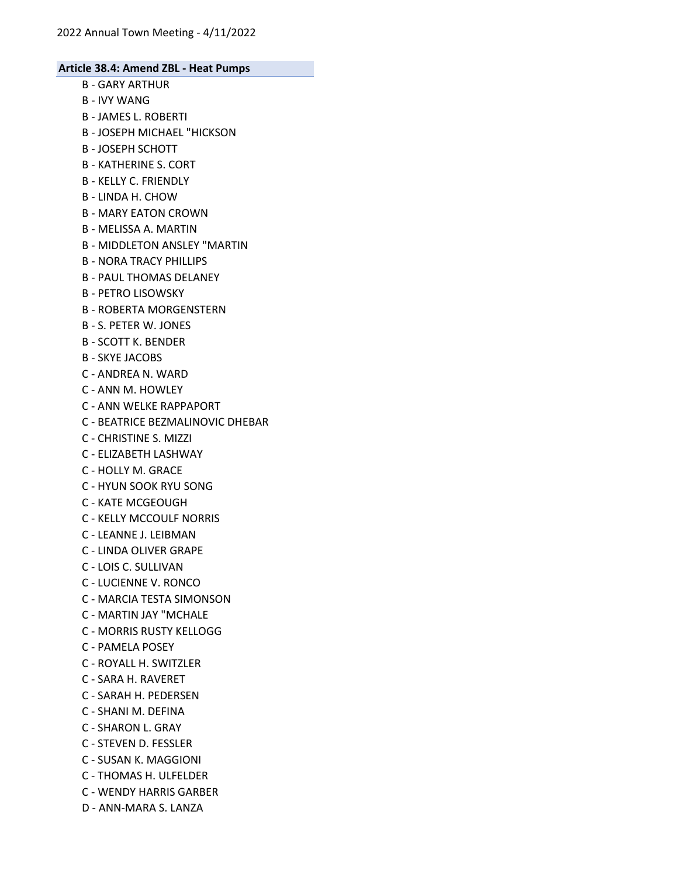## Article 38.4: Amend ZBL - Heat Pumps

B - GARY ARTHUR
B - IVY WANG
B - JAMES L. ROBERTI
B - JOSEPH MICHAEL "HICKSON
B - JOSEPH SCHOTT
B - KATHERINE S. CORT
B - KELLY C. FRIENDLY
B - LINDA H. CHOW
B - MARY EATON CROWN
B - MELISSA A. MARTIN
B - MIDDLETON ANSLEY "MARTIN
B - NORA TRACY PHILLIPS
B - PAUL THOMAS DELANEY
B - PETRO LISOWSKY
B - ROBERTA MORGENSTERN
B - S. PETER W. JONES
B - SCOTT K. BENDER
B - SKYE JACOBS
C - ANDREA N. WARD
C - ANN M. HOWLEY
C - ANN WELKE RAPPAPORT
C - BEATRICE BEZMALINOVIC DHEBAR
C - CHRISTINE S. MIZZI
C - ELIZABETH LASHWAY
C - HOLLY M. GRACE
C - HYUN SOOK RYU SONG
C - KATE MCGEOUGH
C - KELLY MCCOULF NORRIS
C - LEANNE J. LEIBMAN
C - LINDA OLIVER GRAPE
C - LOIS C. SULLIVAN
C - LUCIENNE V. RONCO
C - MARCIA TESTA SIMONSON
C - MARTIN JAY "MCHALE
C - MORRIS RUSTY KELLOGG
C - PAMELA POSEY
C - ROYALL H. SWITZLER
C - SARA H. RAVERET
C - SARAH H. PEDERSEN
C - SHANI M. DEFINA
C - SHARON L. GRAY
C - STEVEN D. FESSLER
C - SUSAN K. MAGGIONI
C - THOMAS H. ULFELDER
C - WENDY HARRIS GARBER
D - ANN-MARA S. LANZA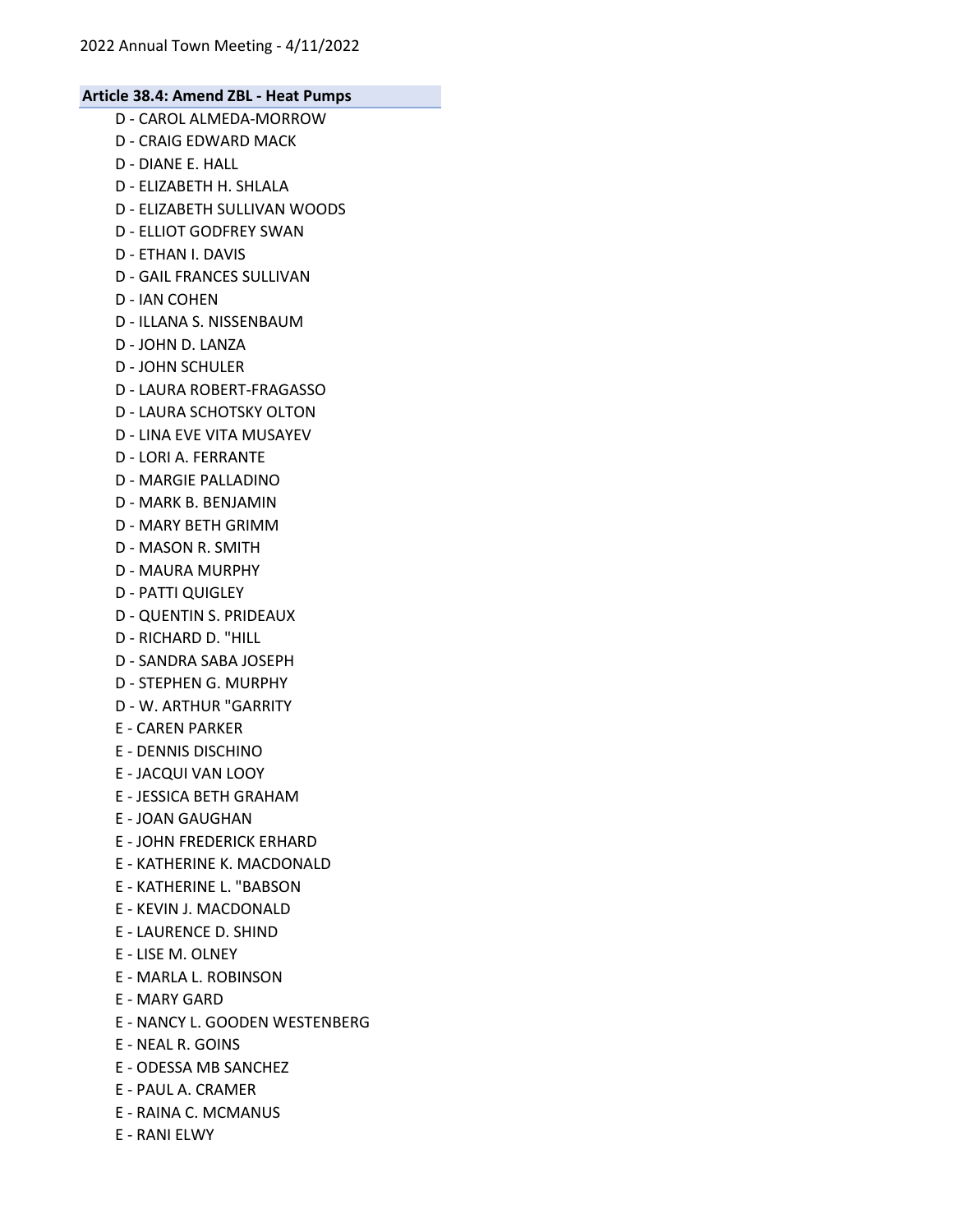### Article 38.4: Amend ZBL - Heat Pumps

D - CAROL ALMEDA-MORROW
D - CRAIG EDWARD MACK
D - DIANE E. HALL
D - ELIZABETH H. SHLALA
D - ELIZABETH SULLIVAN WOODS
D - ELLIOT GODFREY SWAN
D - ETHAN I. DAVIS
D - GAIL FRANCES SULLIVAN
D - IAN COHEN
D - ILLANA S. NISSENBAUM
D - JOHN D. LANZA
D - JOHN SCHULER
D - LAURA ROBERT-FRAGASSO
D - LAURA SCHOTSKY OLTON
D - LINA EVE VITA MUSAYEV
D - LORI A. FERRANTE
D - MARGIE PALLADINO
D - MARK B. BENJAMIN
D - MARY BETH GRIMM
D - MASON R. SMITH
D - MAURA MURPHY
D - PATTI QUIGLEY
D - QUENTIN S. PRIDEAUX
D - RICHARD D. "HILL
D - SANDRA SABA JOSEPH
D - STEPHEN G. MURPHY
D - W. ARTHUR "GARRITY
E - CAREN PARKER
E - DENNIS DISCHINO
E - JACQUI VAN LOOY
E - JESSICA BETH GRAHAM
E - JOAN GAUGHAN
E - JOHN FREDERICK ERHARD
E - KATHERINE K. MACDONALD
E - KATHERINE L. "BABSON
E - KEVIN J. MACDONALD
E - LAURENCE D. SHIND
E - LISE M. OLNEY
E - MARLA L. ROBINSON
E - MARY GARD
E - NANCY L. GOODEN WESTENBERG
E - NEAL R. GOINS
E - ODESSA MB SANCHEZ
E - PAUL A. CRAMER
E - RAINA C. MCMANUS
E - RANI ELWY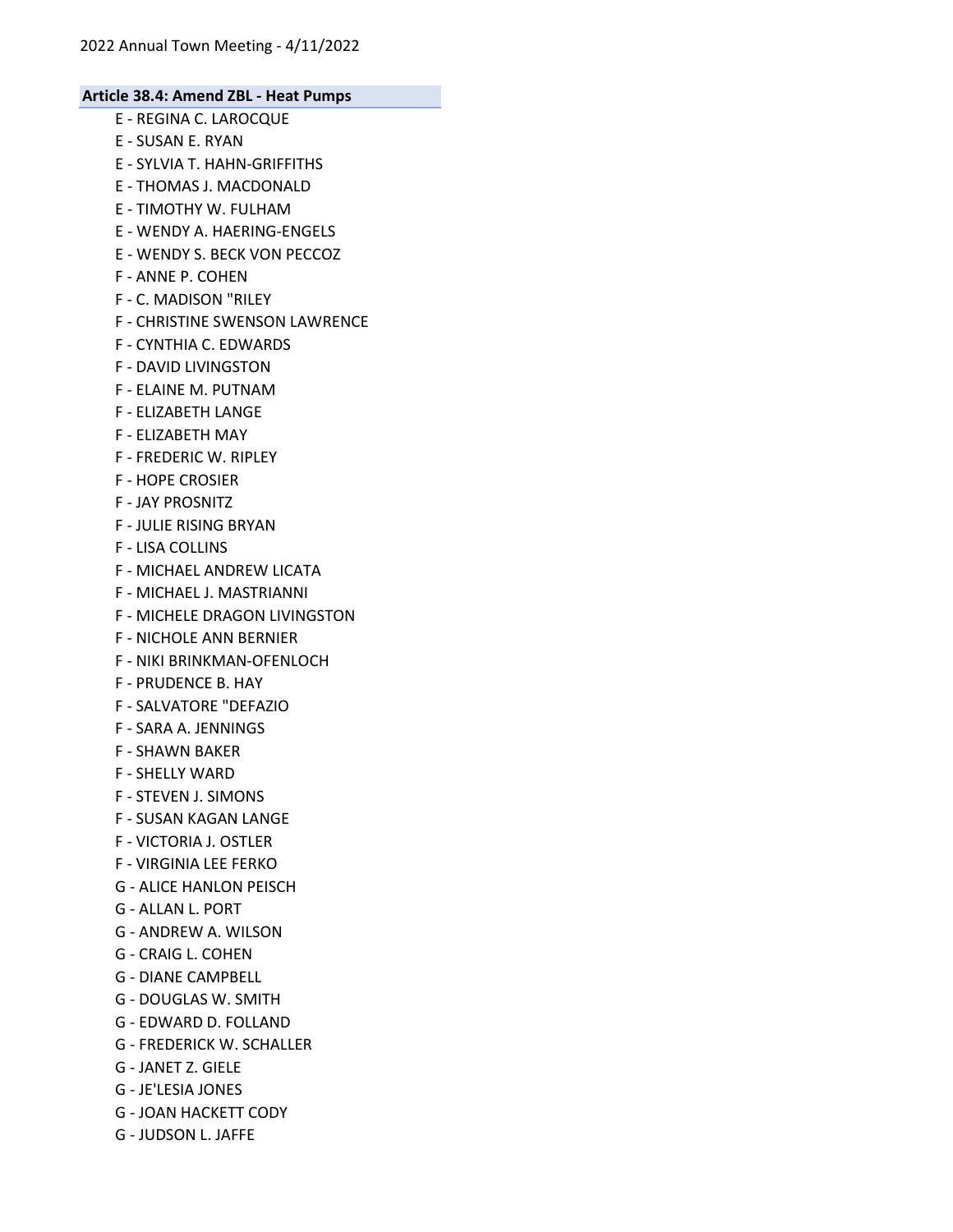### Article 38.4: Amend ZBL - Heat Pumps

E - REGINA C. LAROCQUE
E - SUSAN E. RYAN
E - SYLVIA T. HAHN-GRIFFITHS
E - THOMAS J. MACDONALD
E - TIMOTHY W. FULHAM
E - WENDY A. HAERING-ENGELS
E - WENDY S. BECK VON PECCOZ
F - ANNE P. COHEN
F - C. MADISON "RILEY
F - CHRISTINE SWENSON LAWRENCE
F - CYNTHIA C. EDWARDS
F - DAVID LIVINGSTON
F - ELAINE M. PUTNAM
F - ELIZABETH LANGE
F - ELIZABETH MAY
F - FREDERIC W. RIPLEY
F - HOPE CROSIER
F - JAY PROSNITZ
F - JULIE RISING BRYAN
F - LISA COLLINS
F - MICHAEL ANDREW LICATA
F - MICHAEL J. MASTRIANNI
F - MICHELE DRAGON LIVINGSTON
F - NICHOLE ANN BERNIER
F - NIKI BRINKMAN-OFENLOCH
F - PRUDENCE B. HAY
F - SALVATORE "DEFAZIO
F - SARA A. JENNINGS
F - SHAWN BAKER
F - SHELLY WARD
F - STEVEN J. SIMONS
F - SUSAN KAGAN LANGE
F - VICTORIA J. OSTLER
F - VIRGINIA LEE FERKO
G - ALICE HANLON PEISCH
G - ALLAN L. PORT
G - ANDREW A. WILSON
G - CRAIG L. COHEN
G - DIANE CAMPBELL
G - DOUGLAS W. SMITH
G - EDWARD D. FOLLAND
G - FREDERICK W. SCHALLER
G - JANET Z. GIELE
G - JE'LESIA JONES
G - JOAN HACKETT CODY
G - JUDSON L. JAFFE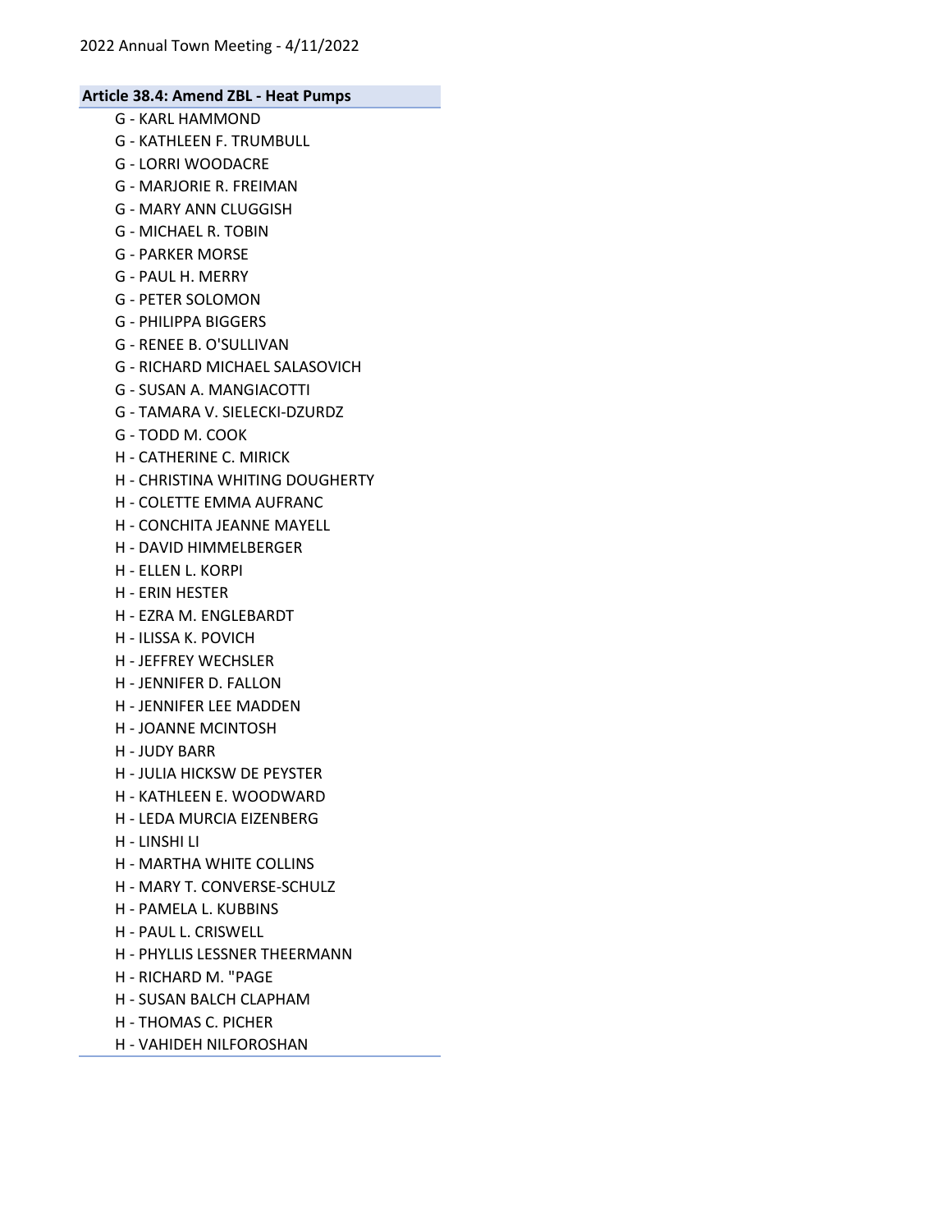**Article 38.4: Amend ZBL - Heat Pumps**

G - KARL HAMMOND
G - KATHLEEN F. TRUMBULL
G - LORRI WOODACRE
G - MARJORIE R. FREIMAN
G - MARY ANN CLUGGISH
G - MICHAEL R. TOBIN
G - PARKER MORSE
G - PAUL H. MERRY
G - PETER SOLOMON
G - PHILIPPA BIGGERS
G - RENEE B. O'SULLIVAN
G - RICHARD MICHAEL SALASOVICH
G - SUSAN A. MANGIACOTTI
G - TAMARA V. SIELECKI-DZURDZ
G - TODD M. COOK
H - CATHERINE C. MIRICK
H - CHRISTINA WHITING DOUGHERTY
H - COLETTE EMMA AUFRANC
H - CONCHITA JEANNE MAYELL
H - DAVID HIMMELBERGER
H - ELLEN L. KORPI
H - ERIN HESTER
H - EZRA M. ENGLEBARDT
H - ILISSA K. POVICH
H - JEFFREY WECHSLER
H - JENNIFER D. FALLON
H - JENNIFER LEE MADDEN
H - JOANNE MCINTOSH
H - JUDY BARR
H - JULIA HICKSW DE PEYSTER
H - KATHLEEN E. WOODWARD
H - LEDA MURCIA EIZENBERG
H - LINSHI LI
H - MARTHA WHITE COLLINS
H - MARY T. CONVERSE-SCHULZ
H - PAMELA L. KUBBINS
H - PAUL L. CRISWELL
H - PHYLLIS LESSNER THEERMANN
H - RICHARD M. "PAGE
H - SUSAN BALCH CLAPHAM
H - THOMAS C. PICHER
H - VAHIDEH NILFOROSHAN